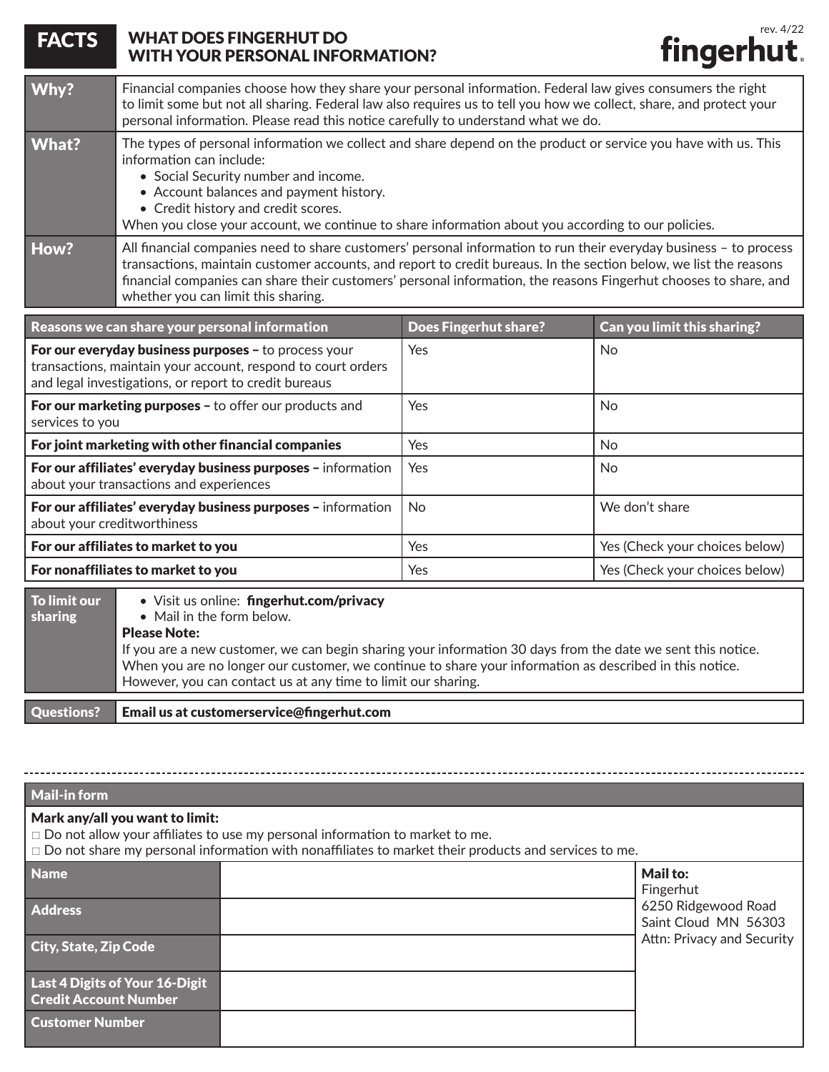# FACTS — WHAT DOES FINGERHUT DO WITH YOUR PERSONAL INFORMATION?

rev. 4/22

fingerhut

| | |
|---|---|
| **Why?** | Financial companies choose how they share your personal information. Federal law gives consumers the right to limit some but not all sharing. Federal law also requires us to tell you how we collect, share, and protect your personal information. Please read this notice carefully to understand what we do. |
| **What?** | The types of personal information we collect and share depend on the product or service you have with us. This information can include:<br>• Social Security number and income.<br>• Account balances and payment history.<br>• Credit history and credit scores.<br>When you close your account, we continue to share information about you according to our policies. |
| **How?** | All financial companies need to share customers' personal information to run their everyday business – to process transactions, maintain customer accounts, and report to credit bureaus. In the section below, we list the reasons financial companies can share their customers' personal information, the reasons Fingerhut chooses to share, and whether you can limit this sharing. |

| Reasons we can share your personal information | Does Fingerhut share? | Can you limit this sharing? |
|---|---|---|
| **For our everyday business purposes –** to process your transactions, maintain your account, respond to court orders and legal investigations, or report to credit bureaus | Yes | No |
| **For our marketing purposes –** to offer our products and services to you | Yes | No |
| **For joint marketing with other financial companies** | Yes | No |
| **For our affiliates' everyday business purposes –** information about your transactions and experiences | Yes | No |
| **For our affiliates' everyday business purposes –** information about your creditworthiness | No | We don't share |
| **For our affiliates to market to you** | Yes | Yes (Check your choices below) |
| **For nonaffiliates to market to you** | Yes | Yes (Check your choices below) |

| | |
|---|---|
| **To limit our sharing** | • Visit us online: **fingerhut.com/privacy**<br>• Mail in the form below.<br>**Please Note:**<br>If you are a new customer, we can begin sharing your information 30 days from the date we sent this notice. When you are no longer our customer, we continue to share your information as described in this notice. However, you can contact us at any time to limit our sharing. |
| **Questions?** | **Email us at customerservice@fingerhut.com** |

---

## Mail-in form

**Mark any/all you want to limit:**

☐ Do not allow your affiliates to use my personal information to market to me.
☐ Do not share my personal information with nonaffiliates to market their products and services to me.

| | | |
|---|---|---|
| **Name** | | **Mail to:**<br>Fingerhut<br>6250 Ridgewood Road<br>Saint Cloud MN 56303<br>Attn: Privacy and Security |
| **Address** | | |
| **City, State, Zip Code** | | |
| **Last 4 Digits of Your 16-Digit Credit Account Number** | | |
| **Customer Number** | | |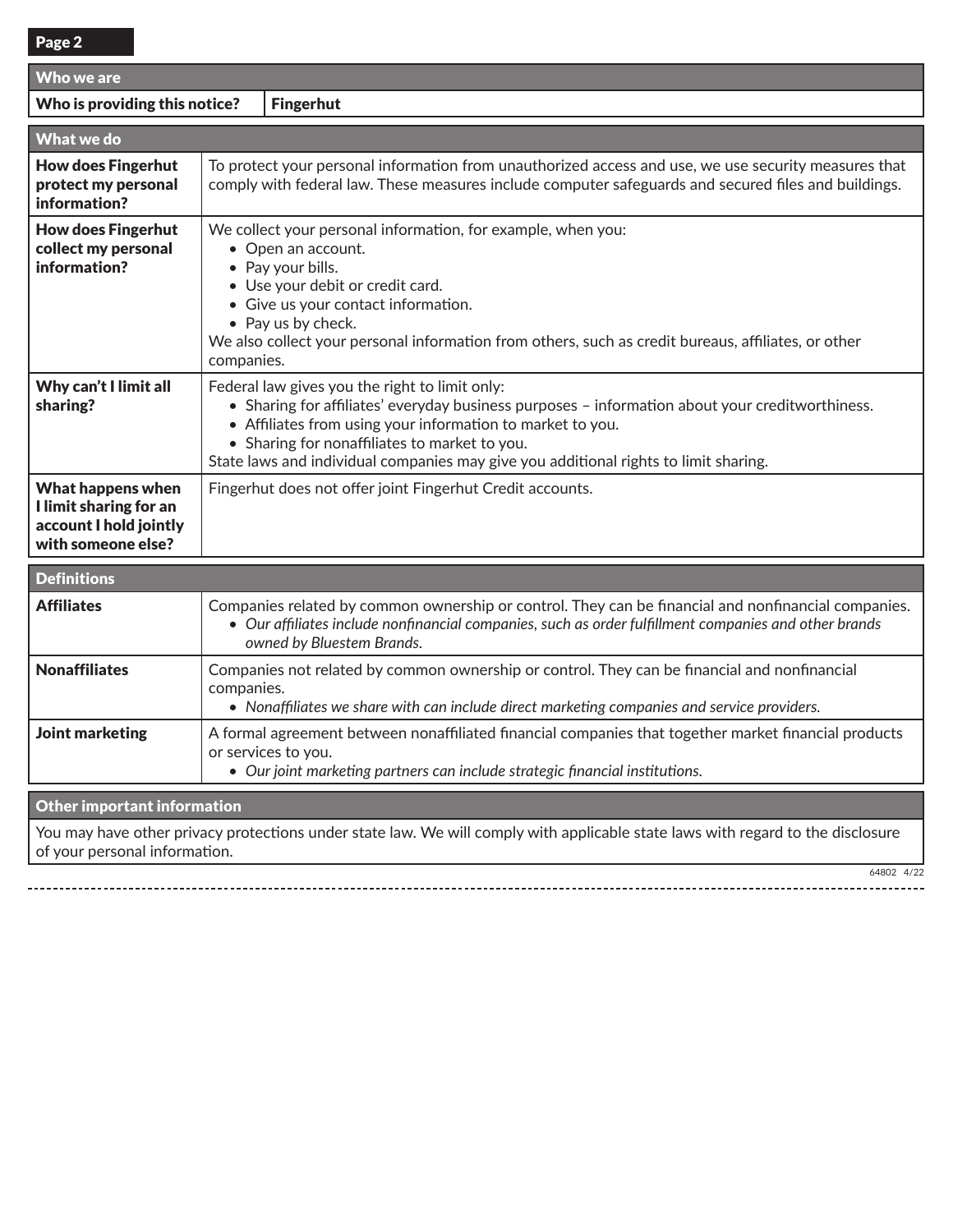| Who we are | |
|---|---|
| **Who is providing this notice?** | **Fingerhut** |

| What we do | |
|---|---|
| **How does Fingerhut protect my personal information?** | To protect your personal information from unauthorized access and use, we use security measures that comply with federal law. These measures include computer safeguards and secured files and buildings. |
| **How does Fingerhut collect my personal information?** | We collect your personal information, for example, when you: <br>• Open an account.<br>• Pay your bills.<br>• Use your debit or credit card.<br>• Give us your contact information.<br>• Pay us by check.<br>We also collect your personal information from others, such as credit bureaus, affiliates, or other companies. |
| **Why can't I limit all sharing?** | Federal law gives you the right to limit only:<br>• Sharing for affiliates' everyday business purposes – information about your creditworthiness.<br>• Affiliates from using your information to market to you.<br>• Sharing for nonaffiliates to market to you.<br>State laws and individual companies may give you additional rights to limit sharing. |
| **What happens when I limit sharing for an account I hold jointly with someone else?** | Fingerhut does not offer joint Fingerhut Credit accounts. |

| Definitions | |
|---|---|
| **Affiliates** | Companies related by common ownership or control. They can be financial and nonfinancial companies.<br>• *Our affiliates include nonfinancial companies, such as order fulfillment companies and other brands owned by Bluestem Brands.* |
| **Nonaffiliates** | Companies not related by common ownership or control. They can be financial and nonfinancial companies.<br>• *Nonaffiliates we share with can include direct marketing companies and service providers.* |
| **Joint marketing** | A formal agreement between nonaffiliated financial companies that together market financial products or services to you.<br>• *Our joint marketing partners can include strategic financial institutions.* |

| Other important information |
|---|
| You may have other privacy protections under state law. We will comply with applicable state laws with regard to the disclosure of your personal information. |

64802 4/22